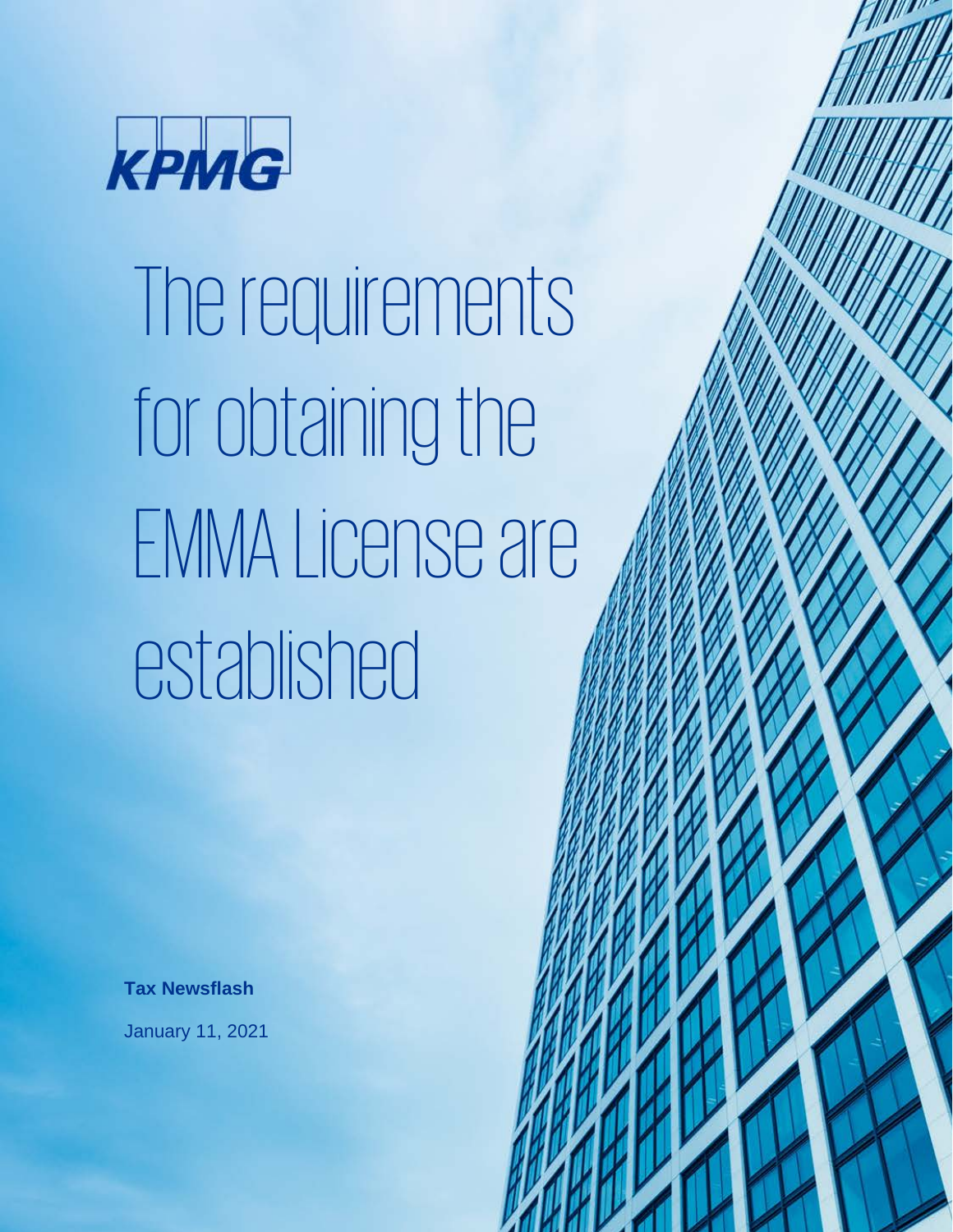KPMG

# The requirements for obtaining the EMMA License are established

**Tax Newsflash**

January 11, 2021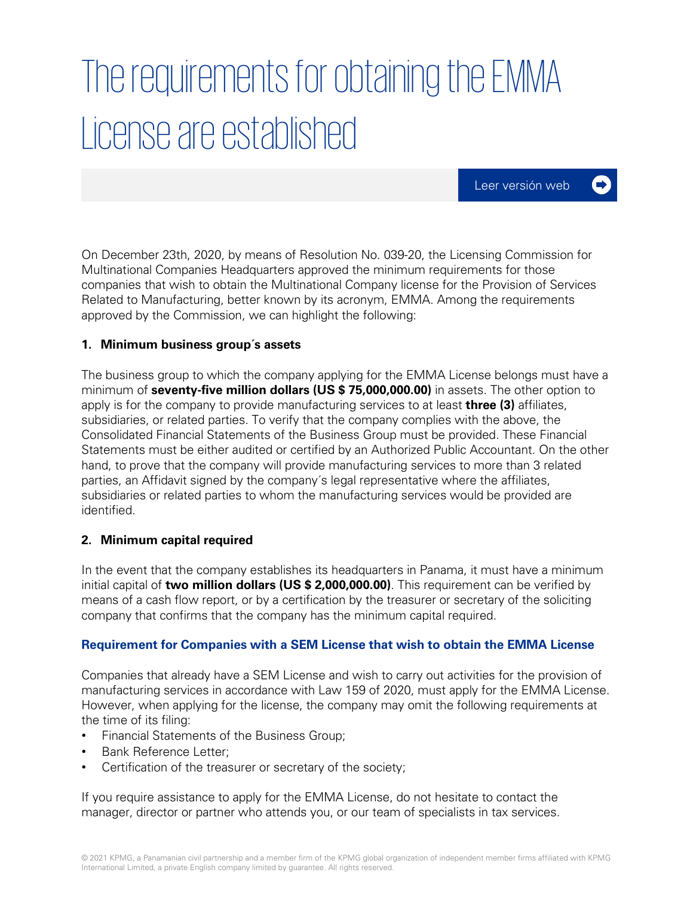# The requirements for obtaining the EMMA License are established

Leer versión web

On December 23th, 2020, by means of Resolution No. 039-20, the Licensing Commission for Multinational Companies Headquarters approved the minimum requirements for those companies that wish to obtain the Multinational Company license for the Provision of Services Related to Manufacturing, better known by its acronym, EMMA. Among the requirements approved by the Commission, we can highlight the following:

### 1. Minimum business group´s assets

The business group to which the company applying for the EMMA License belongs must have a minimum of **seventy-five million dollars (US $ 75,000,000.00)** in assets. The other option to apply is for the company to provide manufacturing services to at least **three (3)** affiliates, subsidiaries, or related parties. To verify that the company complies with the above, the Consolidated Financial Statements of the Business Group must be provided. These Financial Statements must be either audited or certified by an Authorized Public Accountant. On the other hand, to prove that the company will provide manufacturing services to more than 3 related parties, an Affidavit signed by the company´s legal representative where the affiliates, subsidiaries or related parties to whom the manufacturing services would be provided are identified.

### 2. Minimum capital required

In the event that the company establishes its headquarters in Panama, it must have a minimum initial capital of **two million dollars (US $ 2,000,000.00)**. This requirement can be verified by means of a cash flow report, or by a certification by the treasurer or secretary of the soliciting company that confirms that the company has the minimum capital required.

### Requirement for Companies with a SEM License that wish to obtain the EMMA License

Companies that already have a SEM License and wish to carry out activities for the provision of manufacturing services in accordance with Law 159 of 2020, must apply for the EMMA License. However, when applying for the license, the company may omit the following requirements at the time of its filing:

- Financial Statements of the Business Group;
- Bank Reference Letter;
- Certification of the treasurer or secretary of the society;

If you require assistance to apply for the EMMA License, do not hesitate to contact the manager, director or partner who attends you, or our team of specialists in tax services.

© 2021 KPMG, a Panamanian civil partnership and a member firm of the KPMG global organization of independent member firms affiliated with KPMG International Limited, a private English company limited by guarantee. All rights reserved.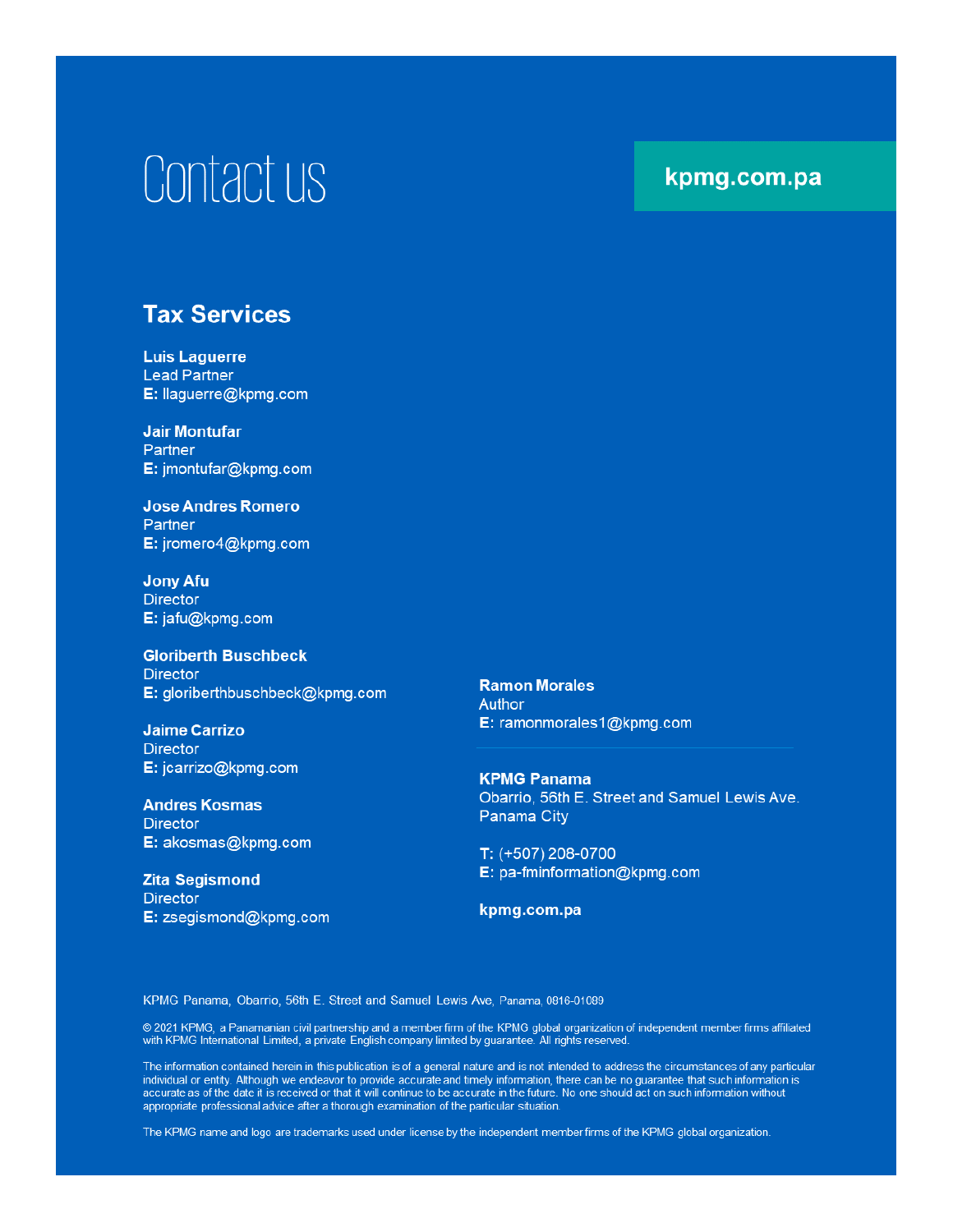# Contact us

**kpmg.com.pa**

## Tax Services

**Luis Laguerre**
Lead Partner
**E:** llaguerre@kpmg.com

**Jair Montufar**
Partner
**E:** jmontufar@kpmg.com

**Jose Andres Romero**
Partner
**E:** jromero4@kpmg.com

**Jony Afu**
Director
**E:** jafu@kpmg.com

**Gloriberth Buschbeck**
Director
**E:** gloriberthbuschbeck@kpmg.com

**Jaime Carrizo**
Director
**E:** jcarrizo@kpmg.com

**Andres Kosmas**
Director
**E:** akosmas@kpmg.com

**Zita Segismond**
Director
**E:** zsegismond@kpmg.com

**Ramon Morales**
Author
**E:** ramonmorales1@kpmg.com

**KPMG Panama**
Obarrio, 56th E. Street and Samuel Lewis Ave.
Panama City

**T:** (+507) 208-0700
**E:** pa-fminformation@kpmg.com

**kpmg.com.pa**

KPMG Panama, Obarrio, 56th E. Street and Samuel Lewis Ave, Panama, 0816-01089

© 2021 KPMG, a Panamanian civil partnership and a member firm of the KPMG global organization of independent member firms affiliated with KPMG International Limited, a private English company limited by guarantee. All rights reserved.

The information contained herein in this publication is of a general nature and is not intended to address the circumstances of any particular individual or entity. Although we endeavor to provide accurate and timely information, there can be no guarantee that such information is accurate as of the date it is received or that it will continue to be accurate in the future. No one should act on such information without appropriate professional advice after a thorough examination of the particular situation.

The KPMG name and logo are trademarks used under license by the independent member firms of the KPMG global organization.